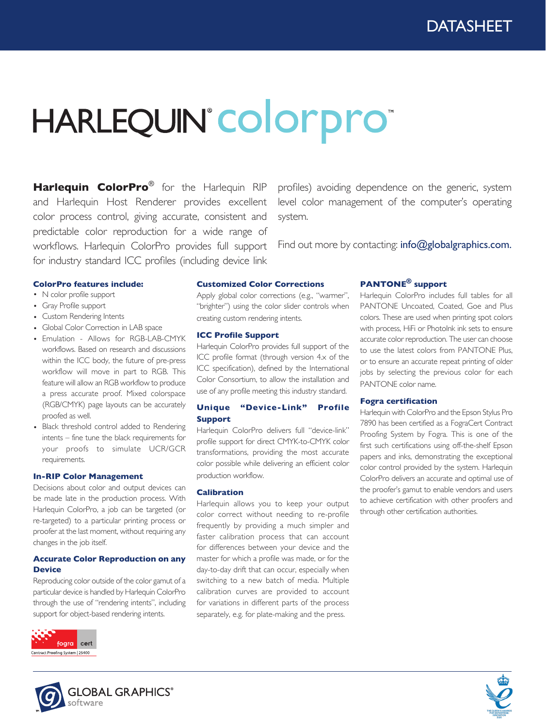DATASHEET

# HARLEQUIN® colorpro™

**Harlequin ColorPro®** for the Harlequin RIP and Harlequin Host Renderer provides excellent color process control, giving accurate, consistent and predictable color reproduction for a wide range of workflows. Harlequin ColorPro provides full support for industry standard ICC profiles (including device link profiles) avoiding dependence on the generic, system level color management of the computer's operating system.

Find out more by contacting: info@globalgraphics.com.

### ColorPro features include:

- N color profile support
- Gray Profile support
- Custom Rendering Intents
- Global Color Correction in LAB space
- Emulation - Allows for RGB-LAB-CMYK workflows. Based on research and discussions within the ICC body, the future of pre-press workflow will move in part to RGB. This feature will allow an RGB workflow to produce a press accurate proof. Mixed colorspace (RGB/CMYK) page layouts can be accurately proofed as well.
- Black threshold control added to Rendering intents – fine tune the black requirements for your proofs to simulate UCR/GCR requirements.

### In-RIP Color Management

Decisions about color and output devices can be made late in the production process. With Harlequin ColorPro, a job can be targeted (or re-targeted) to a particular printing process or proofer at the last moment, without requiring any changes in the job itself.

### Accurate Color Reproduction on any Device

Reproducing color outside of the color gamut of a particular device is handled by Harlequin ColorPro through the use of "rendering intents", including support for object-based rendering intents.

### Customized Color Corrections

Apply global color corrections (e.g., "warmer", "brighter") using the color slider controls when creating custom rendering intents.

### ICC Profile Support

Harlequin ColorPro provides full support of the ICC profile format (through version 4.x of the ICC specification), defined by the International Color Consortium, to allow the installation and use of any profile meeting this industry standard.

### Unique "Device-Link" Profile Support

Harlequin ColorPro delivers full "device-link" profile support for direct CMYK-to-CMYK color transformations, providing the most accurate color possible while delivering an efficient color production workflow.

### Calibration

Harlequin allows you to keep your output color correct without needing to re-profile frequently by providing a much simpler and faster calibration process that can account for differences between your device and the master for which a profile was made, or for the day-to-day drift that can occur, especially when switching to a new batch of media. Multiple calibration curves are provided to account for variations in different parts of the process separately, e.g. for plate-making and the press.

### PANTONE® support

Harlequin ColorPro includes full tables for all PANTONE Uncoated, Coated, Goe and Plus colors. These are used when printing spot colors with process, HiFi or PhotoInk ink sets to ensure accurate color reproduction. The user can choose to use the latest colors from PANTONE Plus, or to ensure an accurate repeat printing of older jobs by selecting the previous color for each PANTONE color name.

### Fogra certification

Harlequin with ColorPro and the Epson Stylus Pro 7890 has been certified as a FograCert Contract Proofing System by Fogra. This is one of the first such certifications using off-the-shelf Epson papers and inks, demonstrating the exceptional color control provided by the system. Harlequin ColorPro delivers an accurate and optimal use of the proofer's gamut to enable vendors and users to achieve certification with other proofers and through other certification authorities.

fogra cert
Contract Proofing System | 25400

GLOBAL GRAPHICS® software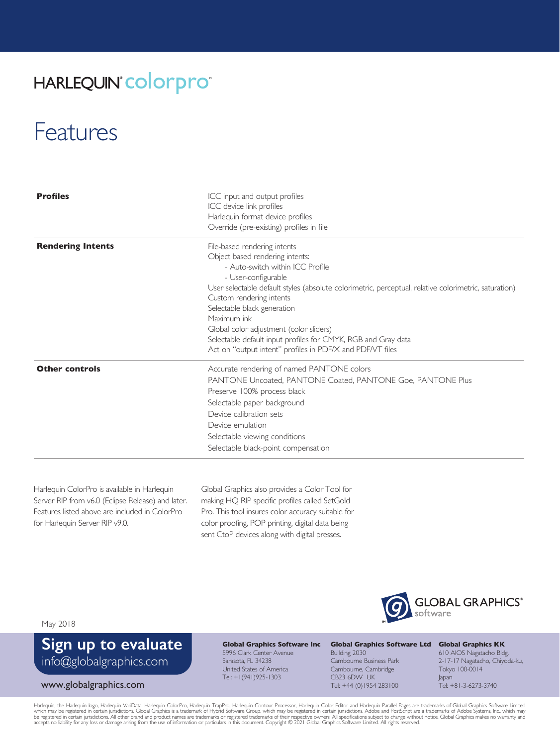# HARLEQUIN colorpro™

## Features

| | |
|---|---|
| **Profiles** | ICC input and output profiles<br>ICC device link profiles<br>Harlequin format device profiles<br>Override (pre-existing) profiles in file |
| **Rendering Intents** | File-based rendering intents<br>Object based rendering intents:<br>- Auto-switch within ICC Profile<br>- User-configurable<br>User selectable default styles (absolute colorimetric, perceptual, relative colorimetric, saturation)<br>Custom rendering intents<br>Selectable black generation<br>Maximum ink<br>Global color adjustment (color sliders)<br>Selectable default input profiles for CMYK, RGB and Gray data<br>Act on "output intent" profiles in PDF/X and PDF/VT files |
| **Other controls** | Accurate rendering of named PANTONE colors<br>PANTONE Uncoated, PANTONE Coated, PANTONE Goe, PANTONE Plus<br>Preserve 100% process black<br>Selectable paper background<br>Device calibration sets<br>Device emulation<br>Selectable viewing conditions<br>Selectable black-point compensation |

Harlequin ColorPro is available in Harlequin Server RIP from v6.0 (Eclipse Release) and later. Features listed above are included in ColorPro for Harlequin Server RIP v9.0.

Global Graphics also provides a Color Tool for making HQ RIP specific profiles called SetGold Pro. This tool insures color accuracy suitable for color proofing, POP printing, digital data being sent CtoP devices along with digital presses.

GLOBAL GRAPHICS® software

May 2018

**Sign up to evaluate**
info@globalgraphics.com

www.globalgraphics.com

**Global Graphics Software Inc**
5996 Clark Center Avenue
Sarasota, FL 34238
United States of America
Tel: +1(941)925-1303

**Global Graphics Software Ltd**
Building 2030
Cambourne Business Park
Cambourne, Cambridge
CB23 6DW UK
Tel: +44 (0)1954 283100

**Global Graphics KK**
610 AIOS Nagatacho Bldg.
2-17-17 Nagatacho, Chiyoda-ku,
Tokyo 100-0014
Japan
Tel: +81-3-6273-3740

Harlequin, the Harlequin logo, Harlequin VariData, Harlequin ColorPro, Harlequin TrapPro, Harlequin Contour Processor, Harlequin Color Editor and Harlequin Parallel Pages are trademarks of Global Graphics Software Limited which may be registered in certain jurisdictions. Global Graphics is a trademark of Hybrid Software Group. which may be registered in certain jurisdictions. Adobe and PostScript are a trademarks of Adobe Systems, Inc., which may be registered in certain jurisdictions. All other brand and product names are trademarks or registered trademarks of their respective owners. All specifications subject to change without notice. Global Graphics makes no warranty and accepts no liability for any loss or damage arising from the use of information or particulars in this document. Copyright © 2021 Global Graphics Software Limited. All rights reserved.